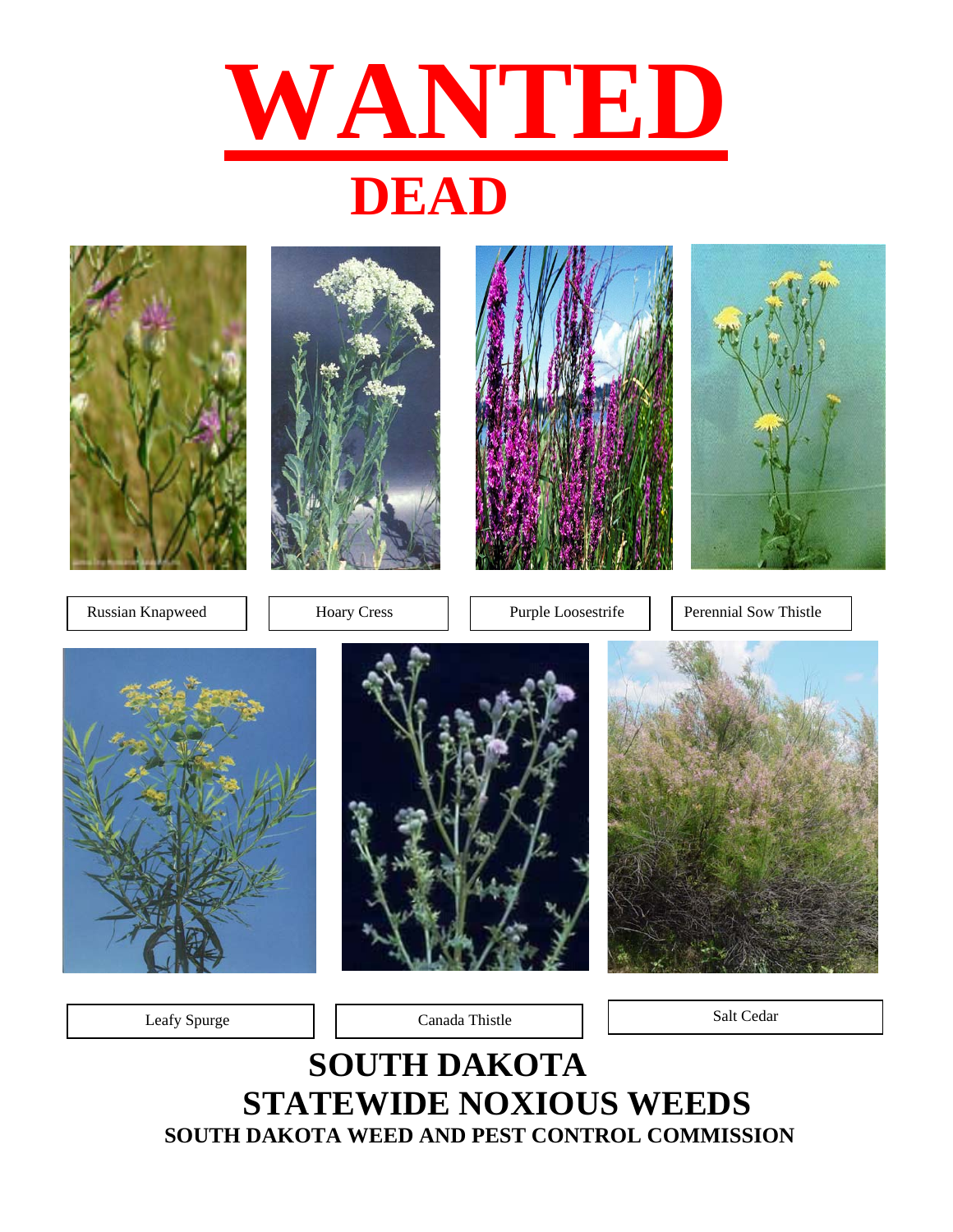# WANTED

## DEAD

Russian Knapweed

Hoary Cress

Purple Loosestrife

Perennial Sow Thistle

Leafy Spurge

Canada Thistle

Salt Cedar

## SOUTH DAKOTA STATEWIDE NOXIOUS WEEDS

**SOUTH DAKOTA WEED AND PEST CONTROL COMMISSION**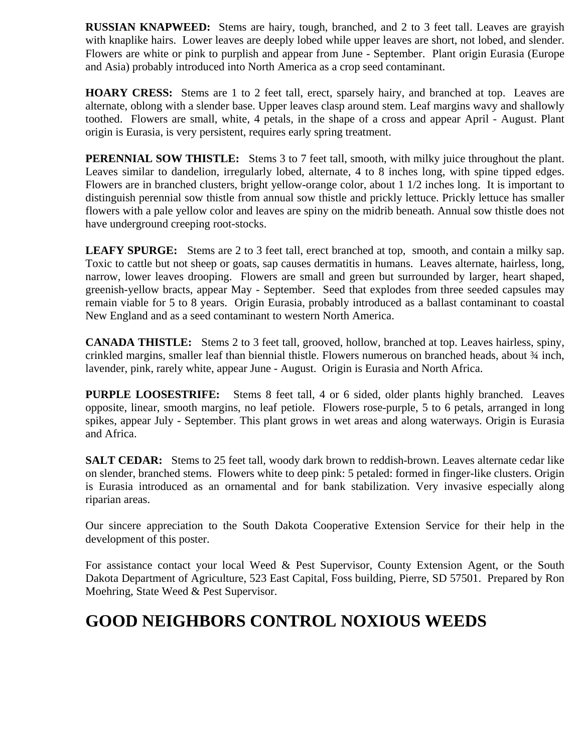**RUSSIAN KNAPWEED:** Stems are hairy, tough, branched, and 2 to 3 feet tall. Leaves are grayish with knaplike hairs. Lower leaves are deeply lobed while upper leaves are short, not lobed, and slender. Flowers are white or pink to purplish and appear from June - September. Plant origin Eurasia (Europe and Asia) probably introduced into North America as a crop seed contaminant.

**HOARY CRESS:** Stems are 1 to 2 feet tall, erect, sparsely hairy, and branched at top. Leaves are alternate, oblong with a slender base. Upper leaves clasp around stem. Leaf margins wavy and shallowly toothed. Flowers are small, white, 4 petals, in the shape of a cross and appear April - August. Plant origin is Eurasia, is very persistent, requires early spring treatment.

**PERENNIAL SOW THISTLE:** Stems 3 to 7 feet tall, smooth, with milky juice throughout the plant. Leaves similar to dandelion, irregularly lobed, alternate, 4 to 8 inches long, with spine tipped edges. Flowers are in branched clusters, bright yellow-orange color, about 1 1/2 inches long. It is important to distinguish perennial sow thistle from annual sow thistle and prickly lettuce. Prickly lettuce has smaller flowers with a pale yellow color and leaves are spiny on the midrib beneath. Annual sow thistle does not have underground creeping root-stocks.

**LEAFY SPURGE:** Stems are 2 to 3 feet tall, erect branched at top, smooth, and contain a milky sap. Toxic to cattle but not sheep or goats, sap causes dermatitis in humans. Leaves alternate, hairless, long, narrow, lower leaves drooping. Flowers are small and green but surrounded by larger, heart shaped, greenish-yellow bracts, appear May - September. Seed that explodes from three seeded capsules may remain viable for 5 to 8 years. Origin Eurasia, probably introduced as a ballast contaminant to coastal New England and as a seed contaminant to western North America.

**CANADA THISTLE:** Stems 2 to 3 feet tall, grooved, hollow, branched at top. Leaves hairless, spiny, crinkled margins, smaller leaf than biennial thistle. Flowers numerous on branched heads, about ¾ inch, lavender, pink, rarely white, appear June - August. Origin is Eurasia and North Africa.

**PURPLE LOOSESTRIFE:** Stems 8 feet tall, 4 or 6 sided, older plants highly branched. Leaves opposite, linear, smooth margins, no leaf petiole. Flowers rose-purple, 5 to 6 petals, arranged in long spikes, appear July - September. This plant grows in wet areas and along waterways. Origin is Eurasia and Africa.

**SALT CEDAR:** Stems to 25 feet tall, woody dark brown to reddish-brown. Leaves alternate cedar like on slender, branched stems. Flowers white to deep pink: 5 petaled: formed in finger-like clusters. Origin is Eurasia introduced as an ornamental and for bank stabilization. Very invasive especially along riparian areas.

Our sincere appreciation to the South Dakota Cooperative Extension Service for their help in the development of this poster.

For assistance contact your local Weed & Pest Supervisor, County Extension Agent, or the South Dakota Department of Agriculture, 523 East Capital, Foss building, Pierre, SD 57501. Prepared by Ron Moehring, State Weed & Pest Supervisor.

# GOOD NEIGHBORS CONTROL NOXIOUS WEEDS